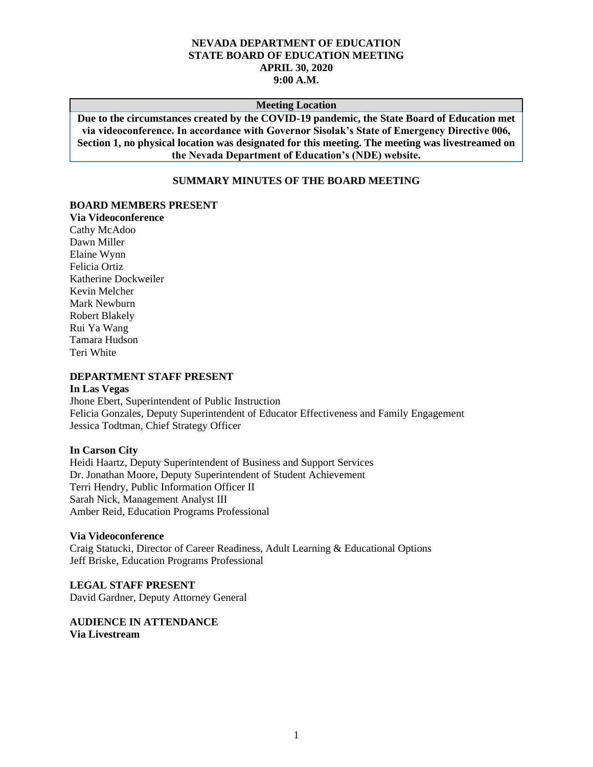# NEVADA DEPARTMENT OF EDUCATION
# STATE BOARD OF EDUCATION MEETING
# APRIL 30, 2020
# 9:00 A.M.

| Meeting Location |
| --- |
| **Due to the circumstances created by the COVID-19 pandemic, the State Board of Education met via videoconference. In accordance with Governor Sisolak's State of Emergency Directive 006, Section 1, no physical location was designated for this meeting. The meeting was livestreamed on the Nevada Department of Education's (NDE) website.** |

## SUMMARY MINUTES OF THE BOARD MEETING

**BOARD MEMBERS PRESENT**
**Via Videoconference**
Cathy McAdoo
Dawn Miller
Elaine Wynn
Felicia Ortiz
Katherine Dockweiler
Kevin Melcher
Mark Newburn
Robert Blakely
Rui Ya Wang
Tamara Hudson
Teri White

**DEPARTMENT STAFF PRESENT**
**In Las Vegas**
Jhone Ebert, Superintendent of Public Instruction
Felicia Gonzales, Deputy Superintendent of Educator Effectiveness and Family Engagement
Jessica Todtman, Chief Strategy Officer

**In Carson City**
Heidi Haartz, Deputy Superintendent of Business and Support Services
Dr. Jonathan Moore, Deputy Superintendent of Student Achievement
Terri Hendry, Public Information Officer II
Sarah Nick, Management Analyst III
Amber Reid, Education Programs Professional

**Via Videoconference**
Craig Statucki, Director of Career Readiness, Adult Learning & Educational Options
Jeff Briske, Education Programs Professional

**LEGAL STAFF PRESENT**
David Gardner, Deputy Attorney General

**AUDIENCE IN ATTENDANCE**
**Via Livestream**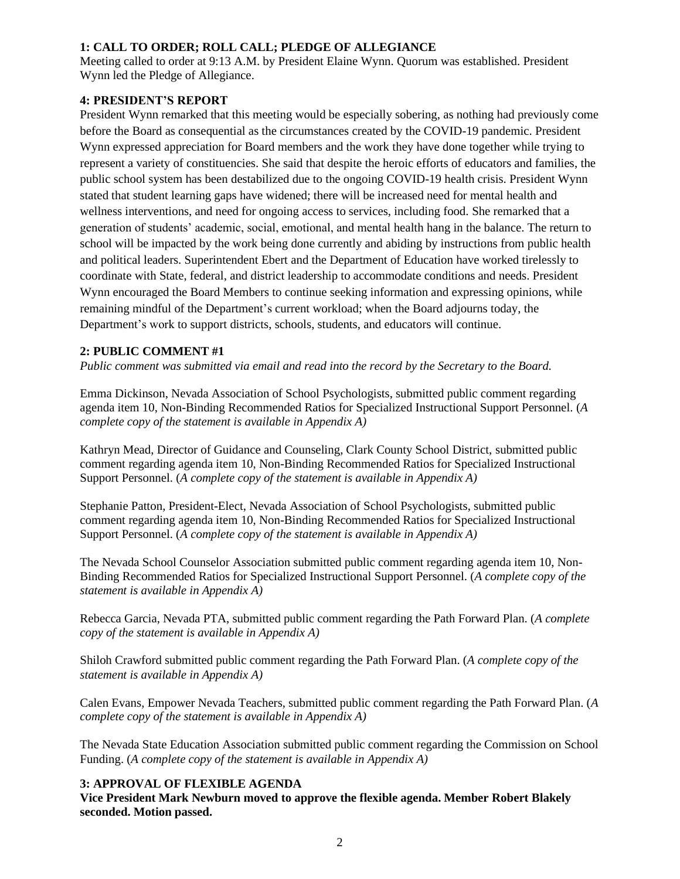### 1: CALL TO ORDER; ROLL CALL; PLEDGE OF ALLEGIANCE

Meeting called to order at 9:13 A.M. by President Elaine Wynn. Quorum was established. President Wynn led the Pledge of Allegiance.

### 4: PRESIDENT'S REPORT

President Wynn remarked that this meeting would be especially sobering, as nothing had previously come before the Board as consequential as the circumstances created by the COVID-19 pandemic. President Wynn expressed appreciation for Board members and the work they have done together while trying to represent a variety of constituencies. She said that despite the heroic efforts of educators and families, the public school system has been destabilized due to the ongoing COVID-19 health crisis. President Wynn stated that student learning gaps have widened; there will be increased need for mental health and wellness interventions, and need for ongoing access to services, including food. She remarked that a generation of students' academic, social, emotional, and mental health hang in the balance. The return to school will be impacted by the work being done currently and abiding by instructions from public health and political leaders. Superintendent Ebert and the Department of Education have worked tirelessly to coordinate with State, federal, and district leadership to accommodate conditions and needs. President Wynn encouraged the Board Members to continue seeking information and expressing opinions, while remaining mindful of the Department's current workload; when the Board adjourns today, the Department's work to support districts, schools, students, and educators will continue.

### 2: PUBLIC COMMENT #1

*Public comment was submitted via email and read into the record by the Secretary to the Board.*

Emma Dickinson, Nevada Association of School Psychologists, submitted public comment regarding agenda item 10, Non-Binding Recommended Ratios for Specialized Instructional Support Personnel. (*A complete copy of the statement is available in Appendix A)*

Kathryn Mead, Director of Guidance and Counseling, Clark County School District, submitted public comment regarding agenda item 10, Non-Binding Recommended Ratios for Specialized Instructional Support Personnel. (*A complete copy of the statement is available in Appendix A)*

Stephanie Patton, President-Elect, Nevada Association of School Psychologists, submitted public comment regarding agenda item 10, Non-Binding Recommended Ratios for Specialized Instructional Support Personnel. (*A complete copy of the statement is available in Appendix A)*

The Nevada School Counselor Association submitted public comment regarding agenda item 10, Non-Binding Recommended Ratios for Specialized Instructional Support Personnel. (*A complete copy of the statement is available in Appendix A)*

Rebecca Garcia, Nevada PTA, submitted public comment regarding the Path Forward Plan. (*A complete copy of the statement is available in Appendix A)*

Shiloh Crawford submitted public comment regarding the Path Forward Plan. (*A complete copy of the statement is available in Appendix A)*

Calen Evans, Empower Nevada Teachers, submitted public comment regarding the Path Forward Plan. (*A complete copy of the statement is available in Appendix A)*

The Nevada State Education Association submitted public comment regarding the Commission on School Funding. (*A complete copy of the statement is available in Appendix A)*

### 3: APPROVAL OF FLEXIBLE AGENDA

**Vice President Mark Newburn moved to approve the flexible agenda. Member Robert Blakely seconded. Motion passed.**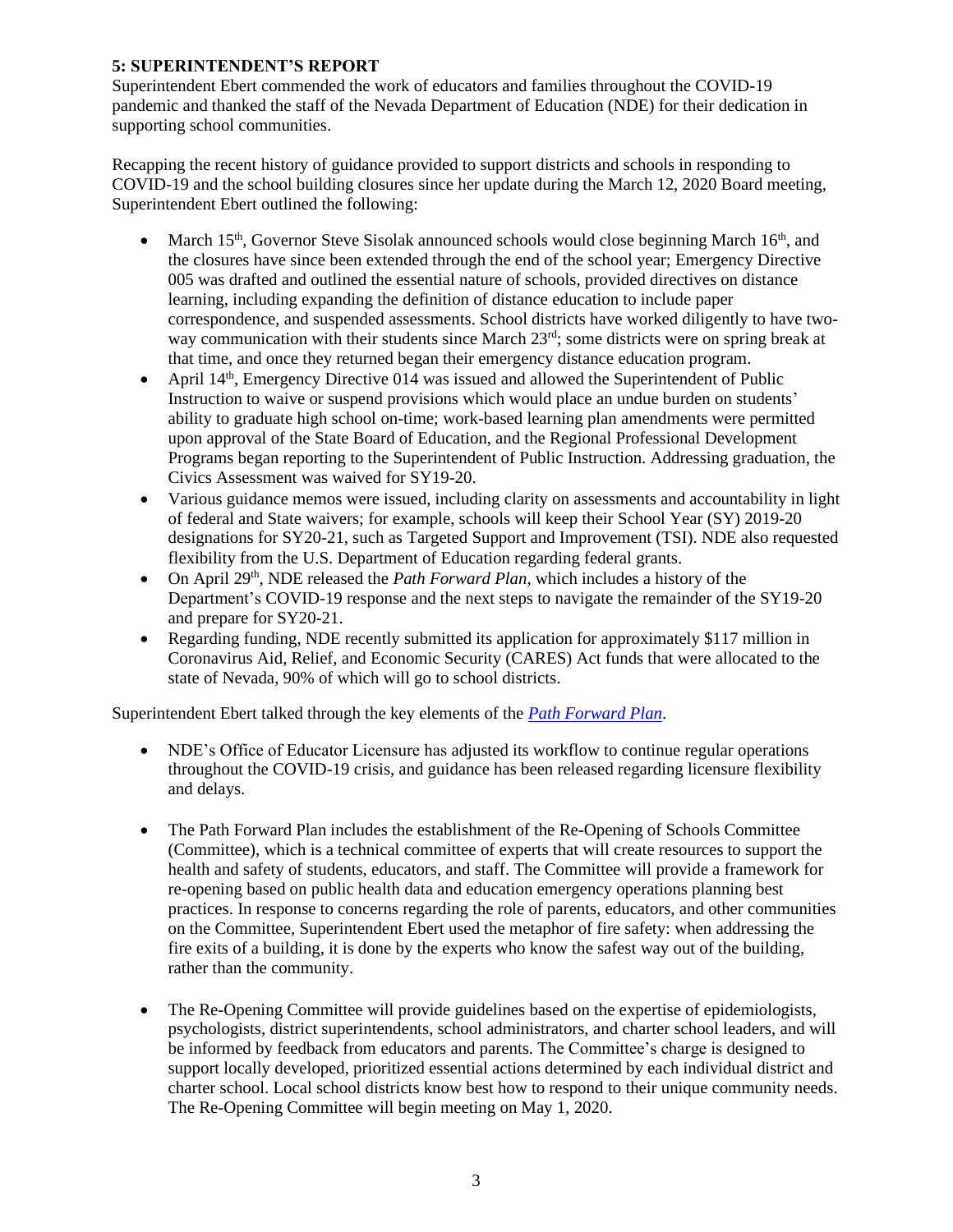### 5: SUPERINTENDENT'S REPORT

Superintendent Ebert commended the work of educators and families throughout the COVID-19 pandemic and thanked the staff of the Nevada Department of Education (NDE) for their dedication in supporting school communities.

Recapping the recent history of guidance provided to support districts and schools in responding to COVID-19 and the school building closures since her update during the March 12, 2020 Board meeting, Superintendent Ebert outlined the following:

- March 15th, Governor Steve Sisolak announced schools would close beginning March 16th, and the closures have since been extended through the end of the school year; Emergency Directive 005 was drafted and outlined the essential nature of schools, provided directives on distance learning, including expanding the definition of distance education to include paper correspondence, and suspended assessments. School districts have worked diligently to have two-way communication with their students since March 23rd; some districts were on spring break at that time, and once they returned began their emergency distance education program.
- April 14th, Emergency Directive 014 was issued and allowed the Superintendent of Public Instruction to waive or suspend provisions which would place an undue burden on students' ability to graduate high school on-time; work-based learning plan amendments were permitted upon approval of the State Board of Education, and the Regional Professional Development Programs began reporting to the Superintendent of Public Instruction. Addressing graduation, the Civics Assessment was waived for SY19-20.
- Various guidance memos were issued, including clarity on assessments and accountability in light of federal and State waivers; for example, schools will keep their School Year (SY) 2019-20 designations for SY20-21, such as Targeted Support and Improvement (TSI). NDE also requested flexibility from the U.S. Department of Education regarding federal grants.
- On April 29th, NDE released the *Path Forward Plan*, which includes a history of the Department's COVID-19 response and the next steps to navigate the remainder of the SY19-20 and prepare for SY20-21.
- Regarding funding, NDE recently submitted its application for approximately $117 million in Coronavirus Aid, Relief, and Economic Security (CARES) Act funds that were allocated to the state of Nevada, 90% of which will go to school districts.

Superintendent Ebert talked through the key elements of the *Path Forward Plan*.

- NDE's Office of Educator Licensure has adjusted its workflow to continue regular operations throughout the COVID-19 crisis, and guidance has been released regarding licensure flexibility and delays.
- The Path Forward Plan includes the establishment of the Re-Opening of Schools Committee (Committee), which is a technical committee of experts that will create resources to support the health and safety of students, educators, and staff. The Committee will provide a framework for re-opening based on public health data and education emergency operations planning best practices. In response to concerns regarding the role of parents, educators, and other communities on the Committee, Superintendent Ebert used the metaphor of fire safety: when addressing the fire exits of a building, it is done by the experts who know the safest way out of the building, rather than the community.
- The Re-Opening Committee will provide guidelines based on the expertise of epidemiologists, psychologists, district superintendents, school administrators, and charter school leaders, and will be informed by feedback from educators and parents. The Committee's charge is designed to support locally developed, prioritized essential actions determined by each individual district and charter school. Local school districts know best how to respond to their unique community needs. The Re-Opening Committee will begin meeting on May 1, 2020.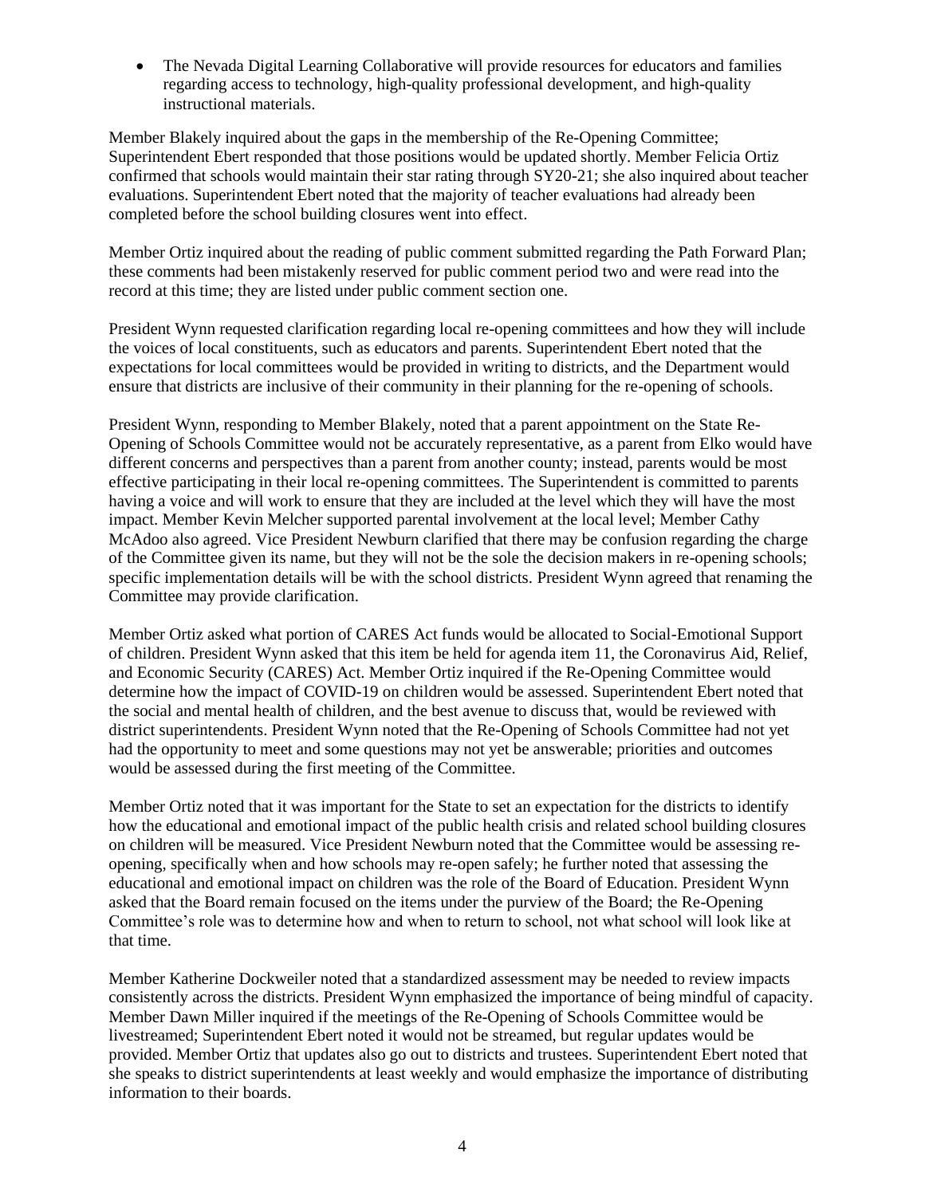- The Nevada Digital Learning Collaborative will provide resources for educators and families regarding access to technology, high-quality professional development, and high-quality instructional materials.

Member Blakely inquired about the gaps in the membership of the Re-Opening Committee; Superintendent Ebert responded that those positions would be updated shortly. Member Felicia Ortiz confirmed that schools would maintain their star rating through SY20-21; she also inquired about teacher evaluations. Superintendent Ebert noted that the majority of teacher evaluations had already been completed before the school building closures went into effect.

Member Ortiz inquired about the reading of public comment submitted regarding the Path Forward Plan; these comments had been mistakenly reserved for public comment period two and were read into the record at this time; they are listed under public comment section one.

President Wynn requested clarification regarding local re-opening committees and how they will include the voices of local constituents, such as educators and parents. Superintendent Ebert noted that the expectations for local committees would be provided in writing to districts, and the Department would ensure that districts are inclusive of their community in their planning for the re-opening of schools.

President Wynn, responding to Member Blakely, noted that a parent appointment on the State Re-Opening of Schools Committee would not be accurately representative, as a parent from Elko would have different concerns and perspectives than a parent from another county; instead, parents would be most effective participating in their local re-opening committees. The Superintendent is committed to parents having a voice and will work to ensure that they are included at the level which they will have the most impact. Member Kevin Melcher supported parental involvement at the local level; Member Cathy McAdoo also agreed. Vice President Newburn clarified that there may be confusion regarding the charge of the Committee given its name, but they will not be the sole the decision makers in re-opening schools; specific implementation details will be with the school districts. President Wynn agreed that renaming the Committee may provide clarification.

Member Ortiz asked what portion of CARES Act funds would be allocated to Social-Emotional Support of children. President Wynn asked that this item be held for agenda item 11, the Coronavirus Aid, Relief, and Economic Security (CARES) Act. Member Ortiz inquired if the Re-Opening Committee would determine how the impact of COVID-19 on children would be assessed. Superintendent Ebert noted that the social and mental health of children, and the best avenue to discuss that, would be reviewed with district superintendents. President Wynn noted that the Re-Opening of Schools Committee had not yet had the opportunity to meet and some questions may not yet be answerable; priorities and outcomes would be assessed during the first meeting of the Committee.

Member Ortiz noted that it was important for the State to set an expectation for the districts to identify how the educational and emotional impact of the public health crisis and related school building closures on children will be measured. Vice President Newburn noted that the Committee would be assessing re-opening, specifically when and how schools may re-open safely; he further noted that assessing the educational and emotional impact on children was the role of the Board of Education. President Wynn asked that the Board remain focused on the items under the purview of the Board; the Re-Opening Committee's role was to determine how and when to return to school, not what school will look like at that time.

Member Katherine Dockweiler noted that a standardized assessment may be needed to review impacts consistently across the districts. President Wynn emphasized the importance of being mindful of capacity. Member Dawn Miller inquired if the meetings of the Re-Opening of Schools Committee would be livestreamed; Superintendent Ebert noted it would not be streamed, but regular updates would be provided. Member Ortiz that updates also go out to districts and trustees. Superintendent Ebert noted that she speaks to district superintendents at least weekly and would emphasize the importance of distributing information to their boards.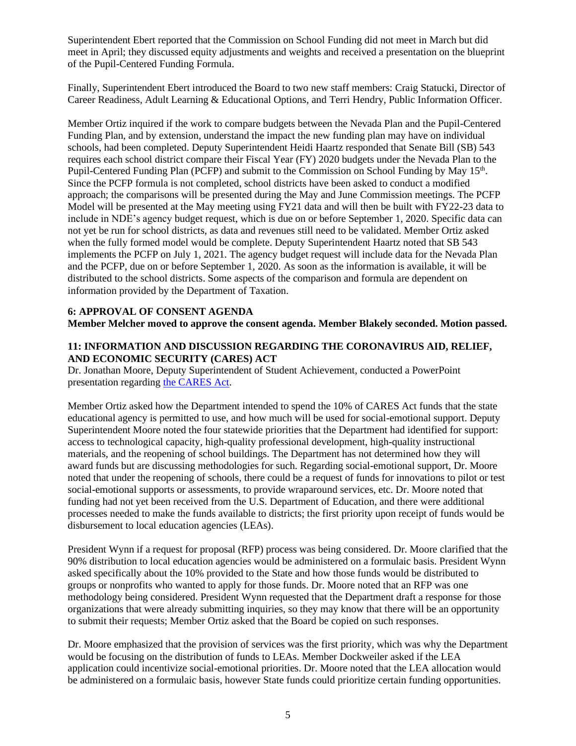Superintendent Ebert reported that the Commission on School Funding did not meet in March but did meet in April; they discussed equity adjustments and weights and received a presentation on the blueprint of the Pupil-Centered Funding Formula.

Finally, Superintendent Ebert introduced the Board to two new staff members: Craig Statucki, Director of Career Readiness, Adult Learning & Educational Options, and Terri Hendry, Public Information Officer.

Member Ortiz inquired if the work to compare budgets between the Nevada Plan and the Pupil-Centered Funding Plan, and by extension, understand the impact the new funding plan may have on individual schools, had been completed. Deputy Superintendent Heidi Haartz responded that Senate Bill (SB) 543 requires each school district compare their Fiscal Year (FY) 2020 budgets under the Nevada Plan to the Pupil-Centered Funding Plan (PCFP) and submit to the Commission on School Funding by May 15th. Since the PCFP formula is not completed, school districts have been asked to conduct a modified approach; the comparisons will be presented during the May and June Commission meetings. The PCFP Model will be presented at the May meeting using FY21 data and will then be built with FY22-23 data to include in NDE's agency budget request, which is due on or before September 1, 2020. Specific data can not yet be run for school districts, as data and revenues still need to be validated. Member Ortiz asked when the fully formed model would be complete. Deputy Superintendent Haartz noted that SB 543 implements the PCFP on July 1, 2021. The agency budget request will include data for the Nevada Plan and the PCFP, due on or before September 1, 2020. As soon as the information is available, it will be distributed to the school districts. Some aspects of the comparison and formula are dependent on information provided by the Department of Taxation.

**6: APPROVAL OF CONSENT AGENDA**

**Member Melcher moved to approve the consent agenda. Member Blakely seconded. Motion passed.**

**11: INFORMATION AND DISCUSSION REGARDING THE CORONAVIRUS AID, RELIEF, AND ECONOMIC SECURITY (CARES) ACT**

Dr. Jonathan Moore, Deputy Superintendent of Student Achievement, conducted a PowerPoint presentation regarding the CARES Act.

Member Ortiz asked how the Department intended to spend the 10% of CARES Act funds that the state educational agency is permitted to use, and how much will be used for social-emotional support. Deputy Superintendent Moore noted the four statewide priorities that the Department had identified for support: access to technological capacity, high-quality professional development, high-quality instructional materials, and the reopening of school buildings. The Department has not determined how they will award funds but are discussing methodologies for such. Regarding social-emotional support, Dr. Moore noted that under the reopening of schools, there could be a request of funds for innovations to pilot or test social-emotional supports or assessments, to provide wraparound services, etc. Dr. Moore noted that funding had not yet been received from the U.S. Department of Education, and there were additional processes needed to make the funds available to districts; the first priority upon receipt of funds would be disbursement to local education agencies (LEAs).

President Wynn if a request for proposal (RFP) process was being considered. Dr. Moore clarified that the 90% distribution to local education agencies would be administered on a formulaic basis. President Wynn asked specifically about the 10% provided to the State and how those funds would be distributed to groups or nonprofits who wanted to apply for those funds. Dr. Moore noted that an RFP was one methodology being considered. President Wynn requested that the Department draft a response for those organizations that were already submitting inquiries, so they may know that there will be an opportunity to submit their requests; Member Ortiz asked that the Board be copied on such responses.

Dr. Moore emphasized that the provision of services was the first priority, which was why the Department would be focusing on the distribution of funds to LEAs. Member Dockweiler asked if the LEA application could incentivize social-emotional priorities. Dr. Moore noted that the LEA allocation would be administered on a formulaic basis, however State funds could prioritize certain funding opportunities.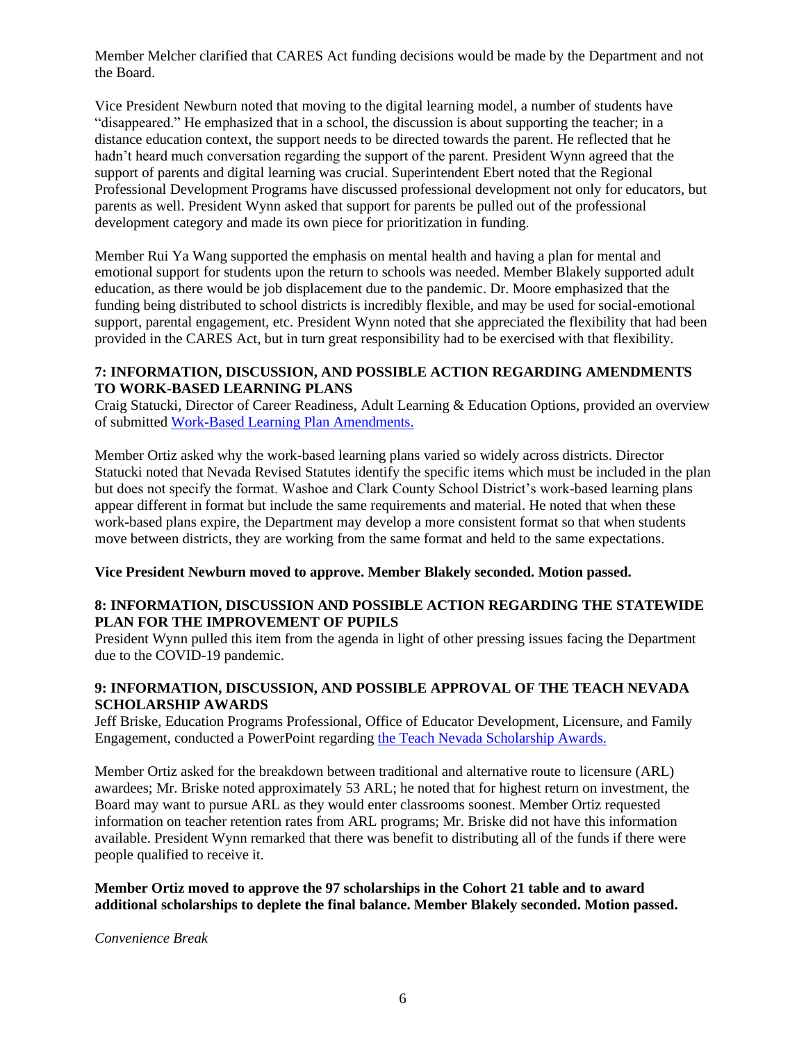Member Melcher clarified that CARES Act funding decisions would be made by the Department and not the Board.

Vice President Newburn noted that moving to the digital learning model, a number of students have "disappeared." He emphasized that in a school, the discussion is about supporting the teacher; in a distance education context, the support needs to be directed towards the parent. He reflected that he hadn't heard much conversation regarding the support of the parent. President Wynn agreed that the support of parents and digital learning was crucial. Superintendent Ebert noted that the Regional Professional Development Programs have discussed professional development not only for educators, but parents as well. President Wynn asked that support for parents be pulled out of the professional development category and made its own piece for prioritization in funding.

Member Rui Ya Wang supported the emphasis on mental health and having a plan for mental and emotional support for students upon the return to schools was needed. Member Blakely supported adult education, as there would be job displacement due to the pandemic. Dr. Moore emphasized that the funding being distributed to school districts is incredibly flexible, and may be used for social-emotional support, parental engagement, etc. President Wynn noted that she appreciated the flexibility that had been provided in the CARES Act, but in turn great responsibility had to be exercised with that flexibility.

**7: INFORMATION, DISCUSSION, AND POSSIBLE ACTION REGARDING AMENDMENTS TO WORK-BASED LEARNING PLANS**

Craig Statucki, Director of Career Readiness, Adult Learning & Education Options, provided an overview of submitted Work-Based Learning Plan Amendments.

Member Ortiz asked why the work-based learning plans varied so widely across districts. Director Statucki noted that Nevada Revised Statutes identify the specific items which must be included in the plan but does not specify the format. Washoe and Clark County School District's work-based learning plans appear different in format but include the same requirements and material. He noted that when these work-based plans expire, the Department may develop a more consistent format so that when students move between districts, they are working from the same format and held to the same expectations.

**Vice President Newburn moved to approve. Member Blakely seconded. Motion passed.**

**8: INFORMATION, DISCUSSION AND POSSIBLE ACTION REGARDING THE STATEWIDE PLAN FOR THE IMPROVEMENT OF PUPILS**

President Wynn pulled this item from the agenda in light of other pressing issues facing the Department due to the COVID-19 pandemic.

**9: INFORMATION, DISCUSSION, AND POSSIBLE APPROVAL OF THE TEACH NEVADA SCHOLARSHIP AWARDS**

Jeff Briske, Education Programs Professional, Office of Educator Development, Licensure, and Family Engagement, conducted a PowerPoint regarding the Teach Nevada Scholarship Awards.

Member Ortiz asked for the breakdown between traditional and alternative route to licensure (ARL) awardees; Mr. Briske noted approximately 53 ARL; he noted that for highest return on investment, the Board may want to pursue ARL as they would enter classrooms soonest. Member Ortiz requested information on teacher retention rates from ARL programs; Mr. Briske did not have this information available. President Wynn remarked that there was benefit to distributing all of the funds if there were people qualified to receive it.

**Member Ortiz moved to approve the 97 scholarships in the Cohort 21 table and to award additional scholarships to deplete the final balance. Member Blakely seconded. Motion passed.**

*Convenience Break*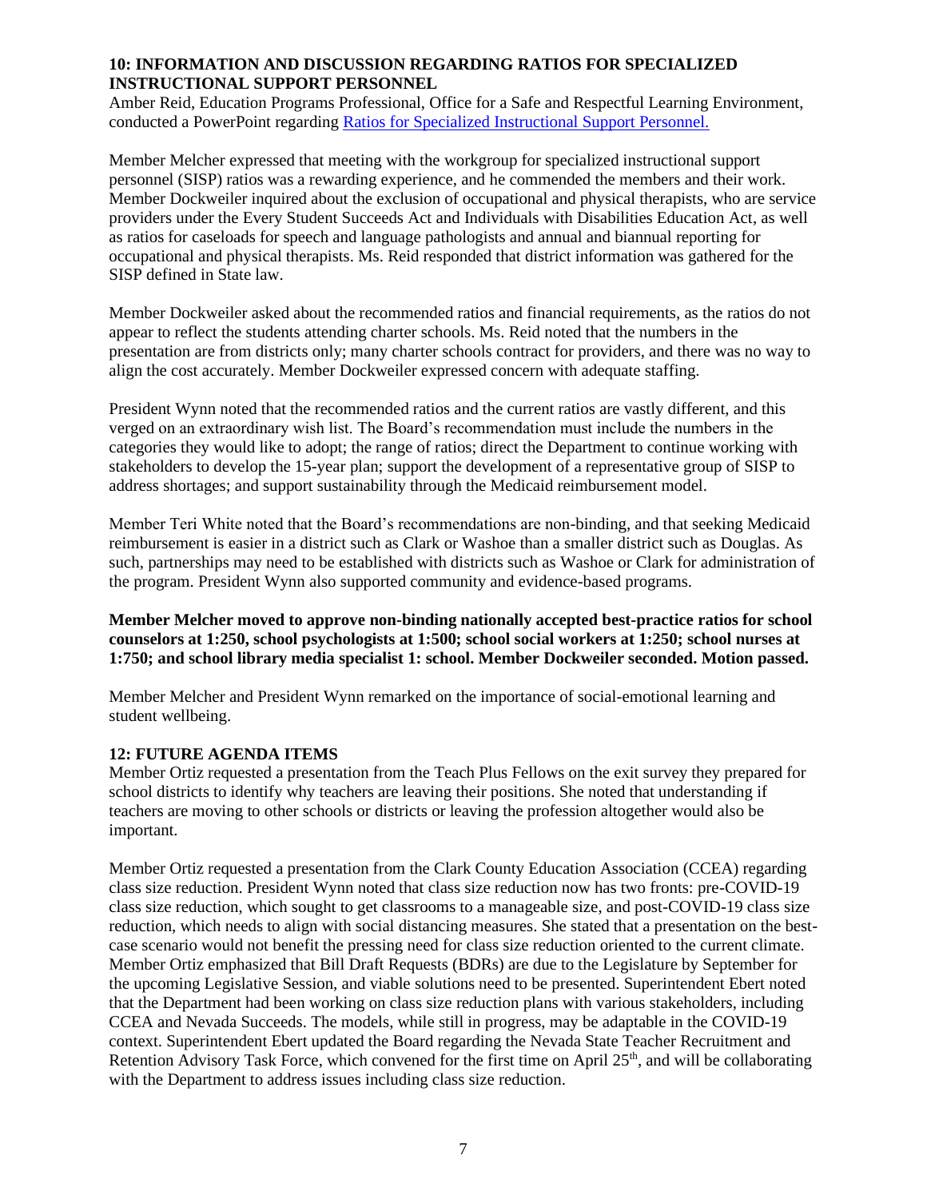**10: INFORMATION AND DISCUSSION REGARDING RATIOS FOR SPECIALIZED INSTRUCTIONAL SUPPORT PERSONNEL**

Amber Reid, Education Programs Professional, Office for a Safe and Respectful Learning Environment, conducted a PowerPoint regarding [Ratios for Specialized Instructional Support Personnel.]

Member Melcher expressed that meeting with the workgroup for specialized instructional support personnel (SISP) ratios was a rewarding experience, and he commended the members and their work. Member Dockweiler inquired about the exclusion of occupational and physical therapists, who are service providers under the Every Student Succeeds Act and Individuals with Disabilities Education Act, as well as ratios for caseloads for speech and language pathologists and annual and biannual reporting for occupational and physical therapists. Ms. Reid responded that district information was gathered for the SISP defined in State law.

Member Dockweiler asked about the recommended ratios and financial requirements, as the ratios do not appear to reflect the students attending charter schools. Ms. Reid noted that the numbers in the presentation are from districts only; many charter schools contract for providers, and there was no way to align the cost accurately. Member Dockweiler expressed concern with adequate staffing.

President Wynn noted that the recommended ratios and the current ratios are vastly different, and this verged on an extraordinary wish list. The Board's recommendation must include the numbers in the categories they would like to adopt; the range of ratios; direct the Department to continue working with stakeholders to develop the 15-year plan; support the development of a representative group of SISP to address shortages; and support sustainability through the Medicaid reimbursement model.

Member Teri White noted that the Board's recommendations are non-binding, and that seeking Medicaid reimbursement is easier in a district such as Clark or Washoe than a smaller district such as Douglas. As such, partnerships may need to be established with districts such as Washoe or Clark for administration of the program. President Wynn also supported community and evidence-based programs.

**Member Melcher moved to approve non-binding nationally accepted best-practice ratios for school counselors at 1:250, school psychologists at 1:500; school social workers at 1:250; school nurses at 1:750; and school library media specialist 1: school. Member Dockweiler seconded. Motion passed.**

Member Melcher and President Wynn remarked on the importance of social-emotional learning and student wellbeing.

**12: FUTURE AGENDA ITEMS**

Member Ortiz requested a presentation from the Teach Plus Fellows on the exit survey they prepared for school districts to identify why teachers are leaving their positions. She noted that understanding if teachers are moving to other schools or districts or leaving the profession altogether would also be important.

Member Ortiz requested a presentation from the Clark County Education Association (CCEA) regarding class size reduction. President Wynn noted that class size reduction now has two fronts: pre-COVID-19 class size reduction, which sought to get classrooms to a manageable size, and post-COVID-19 class size reduction, which needs to align with social distancing measures. She stated that a presentation on the best-case scenario would not benefit the pressing need for class size reduction oriented to the current climate. Member Ortiz emphasized that Bill Draft Requests (BDRs) are due to the Legislature by September for the upcoming Legislative Session, and viable solutions need to be presented. Superintendent Ebert noted that the Department had been working on class size reduction plans with various stakeholders, including CCEA and Nevada Succeeds. The models, while still in progress, may be adaptable in the COVID-19 context. Superintendent Ebert updated the Board regarding the Nevada State Teacher Recruitment and Retention Advisory Task Force, which convened for the first time on April 25th, and will be collaborating with the Department to address issues including class size reduction.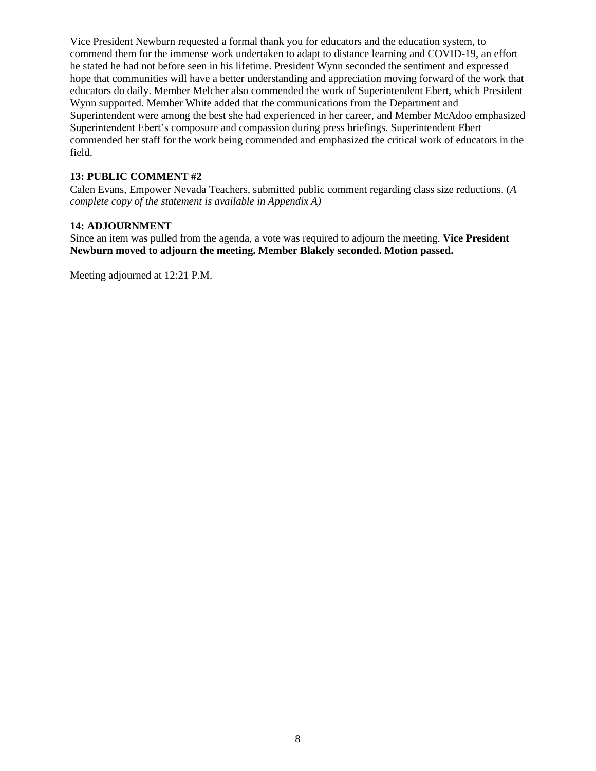Vice President Newburn requested a formal thank you for educators and the education system, to commend them for the immense work undertaken to adapt to distance learning and COVID-19, an effort he stated he had not before seen in his lifetime. President Wynn seconded the sentiment and expressed hope that communities will have a better understanding and appreciation moving forward of the work that educators do daily. Member Melcher also commended the work of Superintendent Ebert, which President Wynn supported. Member White added that the communications from the Department and Superintendent were among the best she had experienced in her career, and Member McAdoo emphasized Superintendent Ebert's composure and compassion during press briefings. Superintendent Ebert commended her staff for the work being commended and emphasized the critical work of educators in the field.

**13: PUBLIC COMMENT #2**

Calen Evans, Empower Nevada Teachers, submitted public comment regarding class size reductions. (*A complete copy of the statement is available in Appendix A)*

**14: ADJOURNMENT**

Since an item was pulled from the agenda, a vote was required to adjourn the meeting. **Vice President Newburn moved to adjourn the meeting. Member Blakely seconded. Motion passed.**

Meeting adjourned at 12:21 P.M.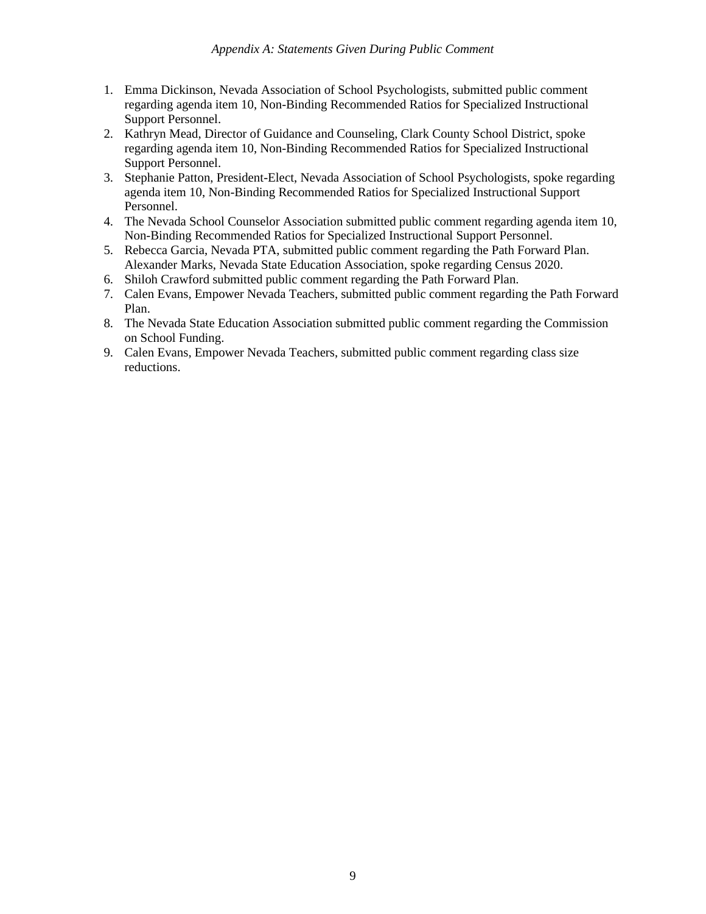*Appendix A: Statements Given During Public Comment*

1. Emma Dickinson, Nevada Association of School Psychologists, submitted public comment regarding agenda item 10, Non-Binding Recommended Ratios for Specialized Instructional Support Personnel.
2. Kathryn Mead, Director of Guidance and Counseling, Clark County School District, spoke regarding agenda item 10, Non-Binding Recommended Ratios for Specialized Instructional Support Personnel.
3. Stephanie Patton, President-Elect, Nevada Association of School Psychologists, spoke regarding agenda item 10, Non-Binding Recommended Ratios for Specialized Instructional Support Personnel.
4. The Nevada School Counselor Association submitted public comment regarding agenda item 10, Non-Binding Recommended Ratios for Specialized Instructional Support Personnel.
5. Rebecca Garcia, Nevada PTA, submitted public comment regarding the Path Forward Plan. Alexander Marks, Nevada State Education Association, spoke regarding Census 2020.
6. Shiloh Crawford submitted public comment regarding the Path Forward Plan.
7. Calen Evans, Empower Nevada Teachers, submitted public comment regarding the Path Forward Plan.
8. The Nevada State Education Association submitted public comment regarding the Commission on School Funding.
9. Calen Evans, Empower Nevada Teachers, submitted public comment regarding class size reductions.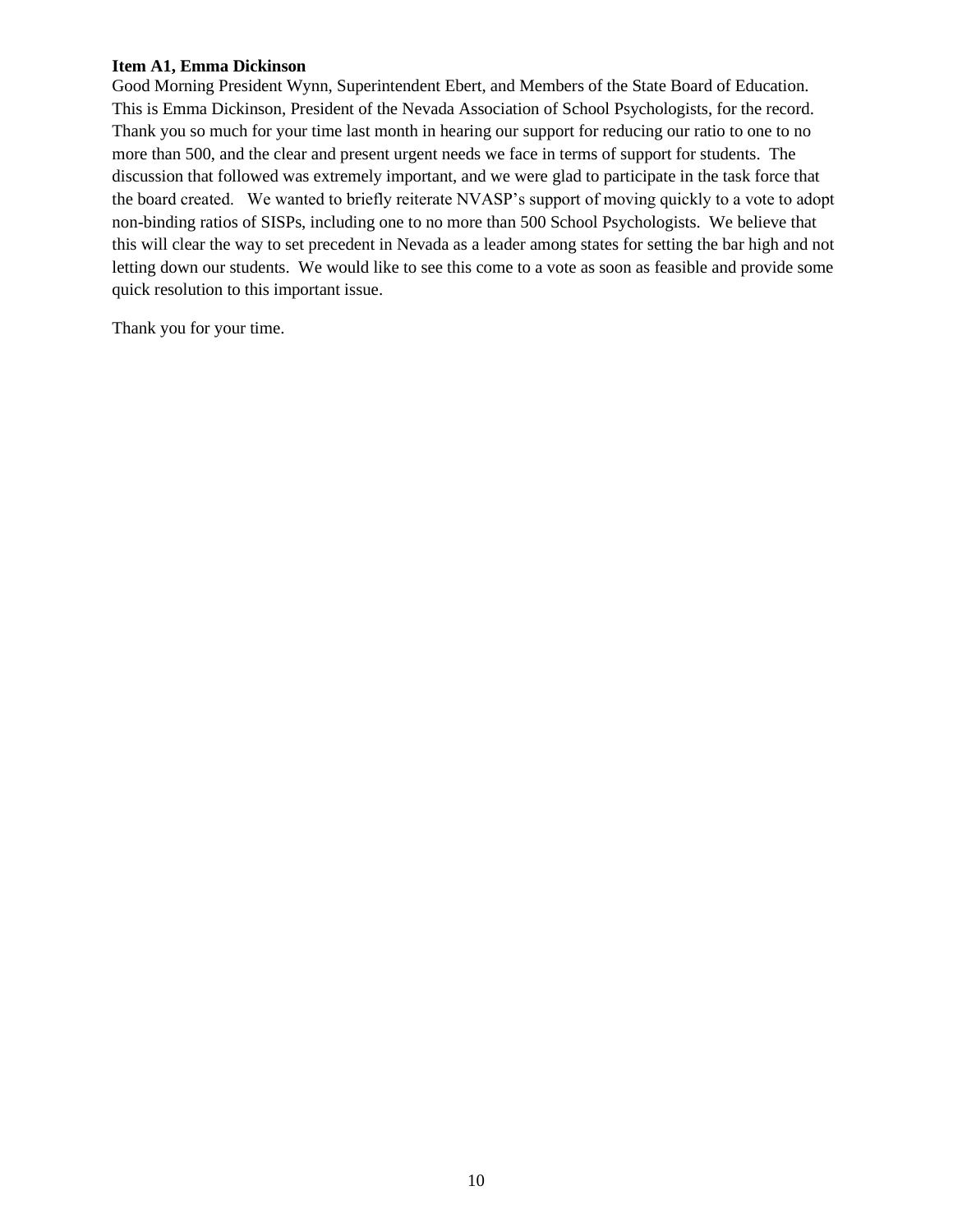**Item A1, Emma Dickinson**

Good Morning President Wynn, Superintendent Ebert, and Members of the State Board of Education. This is Emma Dickinson, President of the Nevada Association of School Psychologists, for the record. Thank you so much for your time last month in hearing our support for reducing our ratio to one to no more than 500, and the clear and present urgent needs we face in terms of support for students. The discussion that followed was extremely important, and we were glad to participate in the task force that the board created. We wanted to briefly reiterate NVASP's support of moving quickly to a vote to adopt non-binding ratios of SISPs, including one to no more than 500 School Psychologists. We believe that this will clear the way to set precedent in Nevada as a leader among states for setting the bar high and not letting down our students. We would like to see this come to a vote as soon as feasible and provide some quick resolution to this important issue.

Thank you for your time.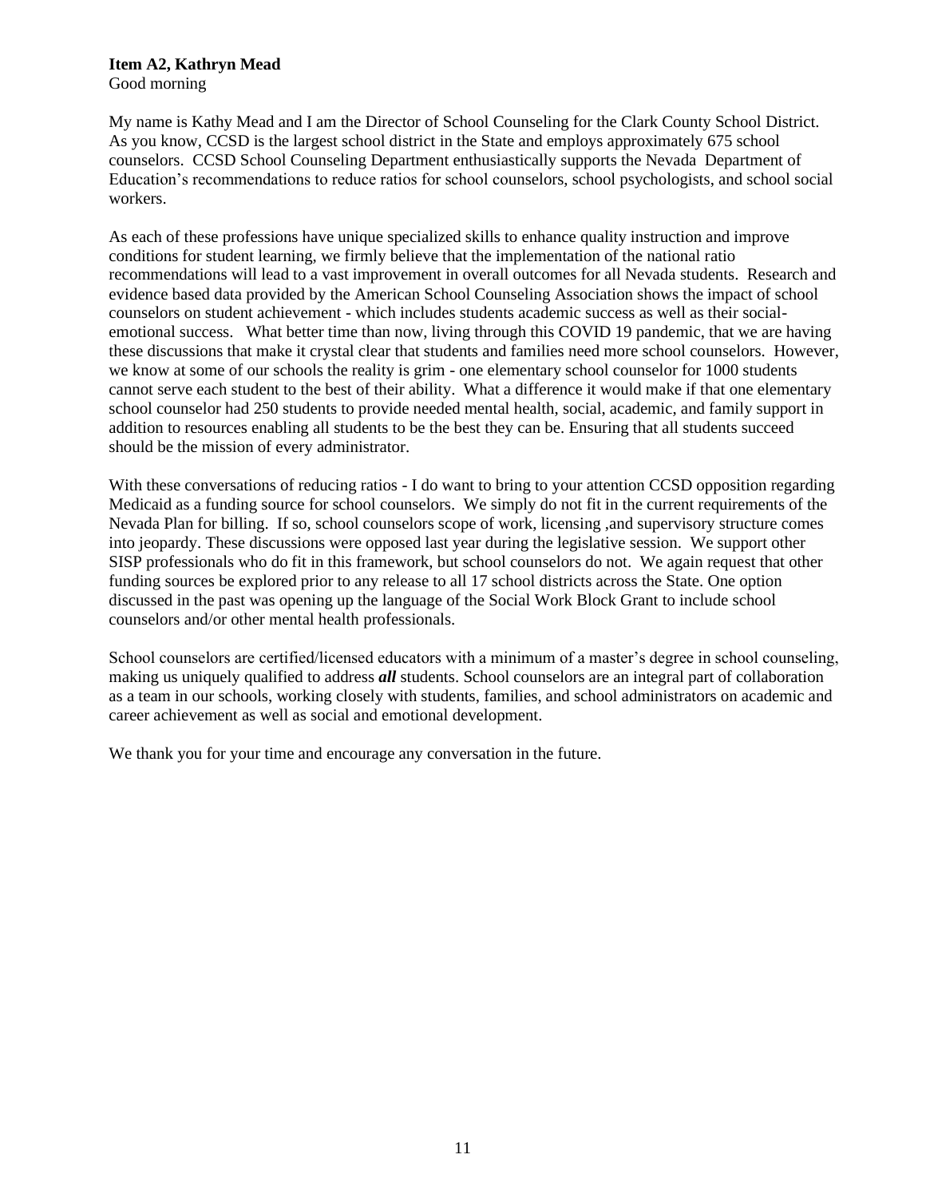**Item A2, Kathryn Mead**
Good morning

My name is Kathy Mead and I am the Director of School Counseling for the Clark County School District. As you know, CCSD is the largest school district in the State and employs approximately 675 school counselors. CCSD School Counseling Department enthusiastically supports the Nevada Department of Education's recommendations to reduce ratios for school counselors, school psychologists, and school social workers.

As each of these professions have unique specialized skills to enhance quality instruction and improve conditions for student learning, we firmly believe that the implementation of the national ratio recommendations will lead to a vast improvement in overall outcomes for all Nevada students. Research and evidence based data provided by the American School Counseling Association shows the impact of school counselors on student achievement - which includes students academic success as well as their social-emotional success. What better time than now, living through this COVID 19 pandemic, that we are having these discussions that make it crystal clear that students and families need more school counselors. However, we know at some of our schools the reality is grim - one elementary school counselor for 1000 students cannot serve each student to the best of their ability. What a difference it would make if that one elementary school counselor had 250 students to provide needed mental health, social, academic, and family support in addition to resources enabling all students to be the best they can be. Ensuring that all students succeed should be the mission of every administrator.

With these conversations of reducing ratios - I do want to bring to your attention CCSD opposition regarding Medicaid as a funding source for school counselors. We simply do not fit in the current requirements of the Nevada Plan for billing. If so, school counselors scope of work, licensing ,and supervisory structure comes into jeopardy. These discussions were opposed last year during the legislative session. We support other SISP professionals who do fit in this framework, but school counselors do not. We again request that other funding sources be explored prior to any release to all 17 school districts across the State. One option discussed in the past was opening up the language of the Social Work Block Grant to include school counselors and/or other mental health professionals.

School counselors are certified/licensed educators with a minimum of a master's degree in school counseling, making us uniquely qualified to address ***all*** students. School counselors are an integral part of collaboration as a team in our schools, working closely with students, families, and school administrators on academic and career achievement as well as social and emotional development.

We thank you for your time and encourage any conversation in the future.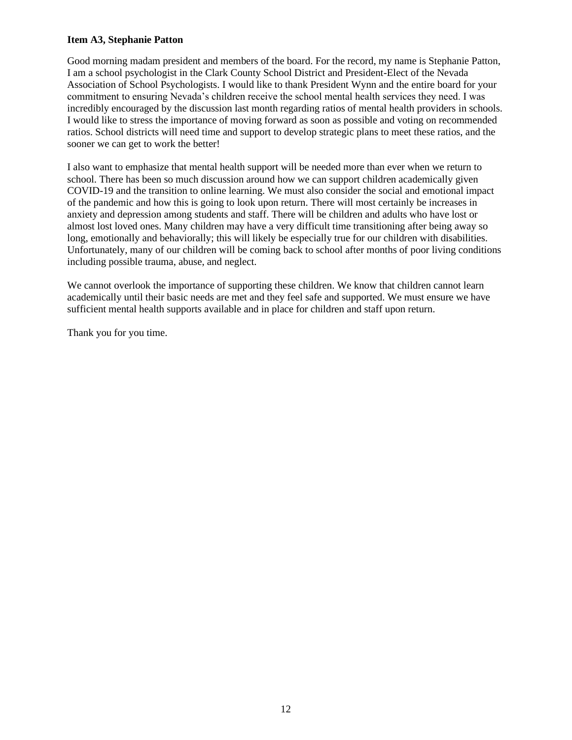**Item A3, Stephanie Patton**

Good morning madam president and members of the board. For the record, my name is Stephanie Patton, I am a school psychologist in the Clark County School District and President-Elect of the Nevada Association of School Psychologists. I would like to thank President Wynn and the entire board for your commitment to ensuring Nevada's children receive the school mental health services they need. I was incredibly encouraged by the discussion last month regarding ratios of mental health providers in schools. I would like to stress the importance of moving forward as soon as possible and voting on recommended ratios. School districts will need time and support to develop strategic plans to meet these ratios, and the sooner we can get to work the better!

I also want to emphasize that mental health support will be needed more than ever when we return to school. There has been so much discussion around how we can support children academically given COVID-19 and the transition to online learning. We must also consider the social and emotional impact of the pandemic and how this is going to look upon return. There will most certainly be increases in anxiety and depression among students and staff. There will be children and adults who have lost or almost lost loved ones. Many children may have a very difficult time transitioning after being away so long, emotionally and behaviorally; this will likely be especially true for our children with disabilities. Unfortunately, many of our children will be coming back to school after months of poor living conditions including possible trauma, abuse, and neglect.

We cannot overlook the importance of supporting these children. We know that children cannot learn academically until their basic needs are met and they feel safe and supported. We must ensure we have sufficient mental health supports available and in place for children and staff upon return.

Thank you for you time.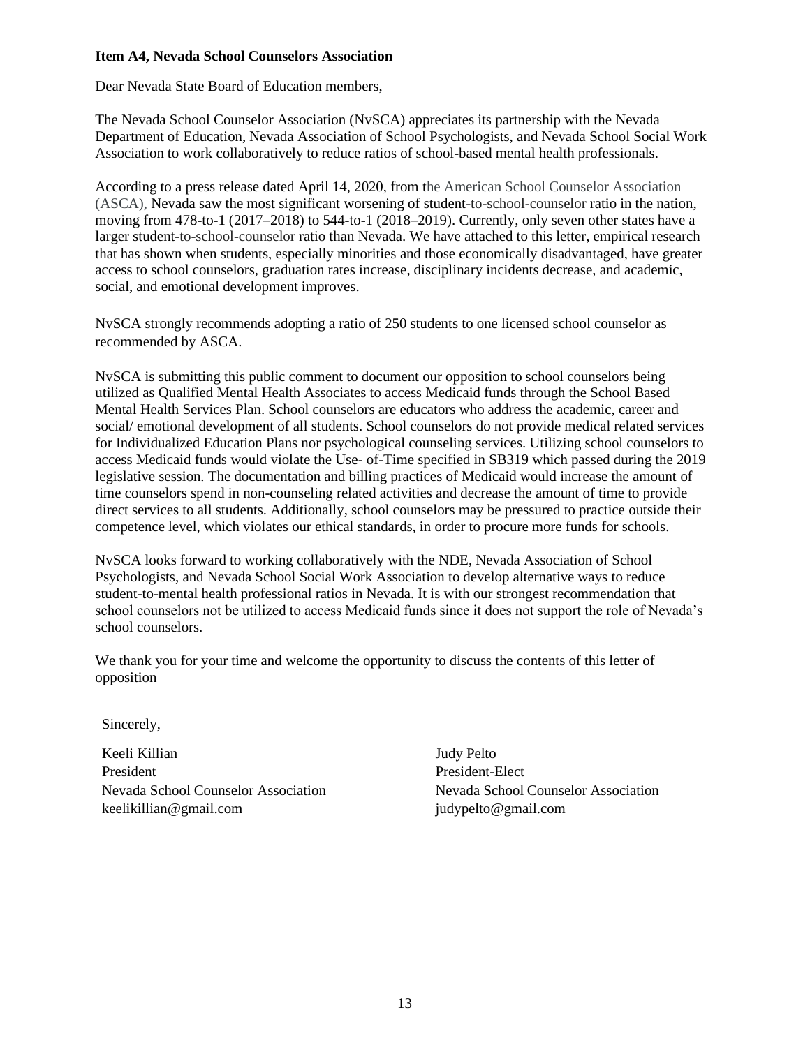**Item A4, Nevada School Counselors Association**

Dear Nevada State Board of Education members,

The Nevada School Counselor Association (NvSCA) appreciates its partnership with the Nevada Department of Education, Nevada Association of School Psychologists, and Nevada School Social Work Association to work collaboratively to reduce ratios of school-based mental health professionals.

According to a press release dated April 14, 2020, from the American School Counselor Association (ASCA), Nevada saw the most significant worsening of student-to-school-counselor ratio in the nation, moving from 478-to-1 (2017–2018) to 544-to-1 (2018–2019). Currently, only seven other states have a larger student-to-school-counselor ratio than Nevada. We have attached to this letter, empirical research that has shown when students, especially minorities and those economically disadvantaged, have greater access to school counselors, graduation rates increase, disciplinary incidents decrease, and academic, social, and emotional development improves.

NvSCA strongly recommends adopting a ratio of 250 students to one licensed school counselor as recommended by ASCA.

NvSCA is submitting this public comment to document our opposition to school counselors being utilized as Qualified Mental Health Associates to access Medicaid funds through the School Based Mental Health Services Plan. School counselors are educators who address the academic, career and social/ emotional development of all students. School counselors do not provide medical related services for Individualized Education Plans nor psychological counseling services. Utilizing school counselors to access Medicaid funds would violate the Use- of-Time specified in SB319 which passed during the 2019 legislative session. The documentation and billing practices of Medicaid would increase the amount of time counselors spend in non-counseling related activities and decrease the amount of time to provide direct services to all students. Additionally, school counselors may be pressured to practice outside their competence level, which violates our ethical standards, in order to procure more funds for schools.

NvSCA looks forward to working collaboratively with the NDE, Nevada Association of School Psychologists, and Nevada School Social Work Association to develop alternative ways to reduce student-to-mental health professional ratios in Nevada. It is with our strongest recommendation that school counselors not be utilized to access Medicaid funds since it does not support the role of Nevada's school counselors.

We thank you for your time and welcome the opportunity to discuss the contents of this letter of opposition

Sincerely,

Keeli Killian
President
Nevada School Counselor Association
keelikillian@gmail.com

Judy Pelto
President-Elect
Nevada School Counselor Association
judypelto@gmail.com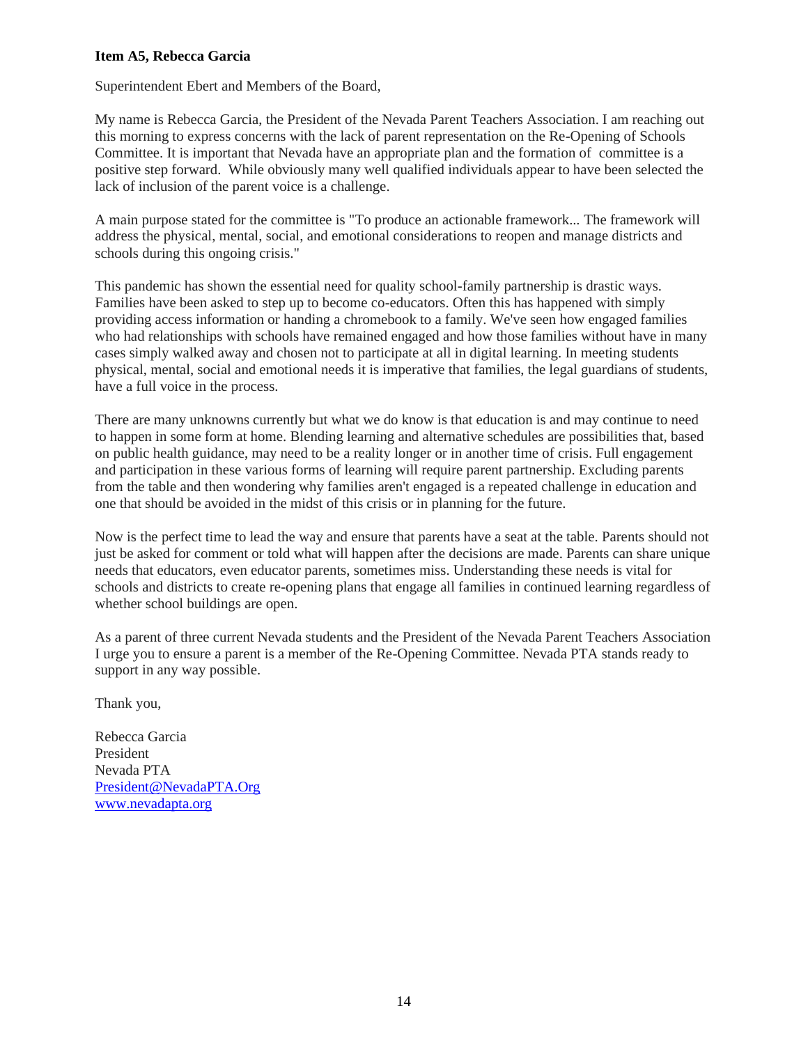**Item A5, Rebecca Garcia**

Superintendent Ebert and Members of the Board,

My name is Rebecca Garcia, the President of the Nevada Parent Teachers Association. I am reaching out this morning to express concerns with the lack of parent representation on the Re-Opening of Schools Committee. It is important that Nevada have an appropriate plan and the formation of committee is a positive step forward. While obviously many well qualified individuals appear to have been selected the lack of inclusion of the parent voice is a challenge.

A main purpose stated for the committee is "To produce an actionable framework... The framework will address the physical, mental, social, and emotional considerations to reopen and manage districts and schools during this ongoing crisis."

This pandemic has shown the essential need for quality school-family partnership is drastic ways. Families have been asked to step up to become co-educators. Often this has happened with simply providing access information or handing a chromebook to a family. We've seen how engaged families who had relationships with schools have remained engaged and how those families without have in many cases simply walked away and chosen not to participate at all in digital learning. In meeting students physical, mental, social and emotional needs it is imperative that families, the legal guardians of students, have a full voice in the process.

There are many unknowns currently but what we do know is that education is and may continue to need to happen in some form at home. Blending learning and alternative schedules are possibilities that, based on public health guidance, may need to be a reality longer or in another time of crisis. Full engagement and participation in these various forms of learning will require parent partnership. Excluding parents from the table and then wondering why families aren't engaged is a repeated challenge in education and one that should be avoided in the midst of this crisis or in planning for the future.

Now is the perfect time to lead the way and ensure that parents have a seat at the table. Parents should not just be asked for comment or told what will happen after the decisions are made. Parents can share unique needs that educators, even educator parents, sometimes miss. Understanding these needs is vital for schools and districts to create re-opening plans that engage all families in continued learning regardless of whether school buildings are open.

As a parent of three current Nevada students and the President of the Nevada Parent Teachers Association I urge you to ensure a parent is a member of the Re-Opening Committee. Nevada PTA stands ready to support in any way possible.

Thank you,

Rebecca Garcia
President
Nevada PTA
President@NevadaPTA.Org
www.nevadapta.org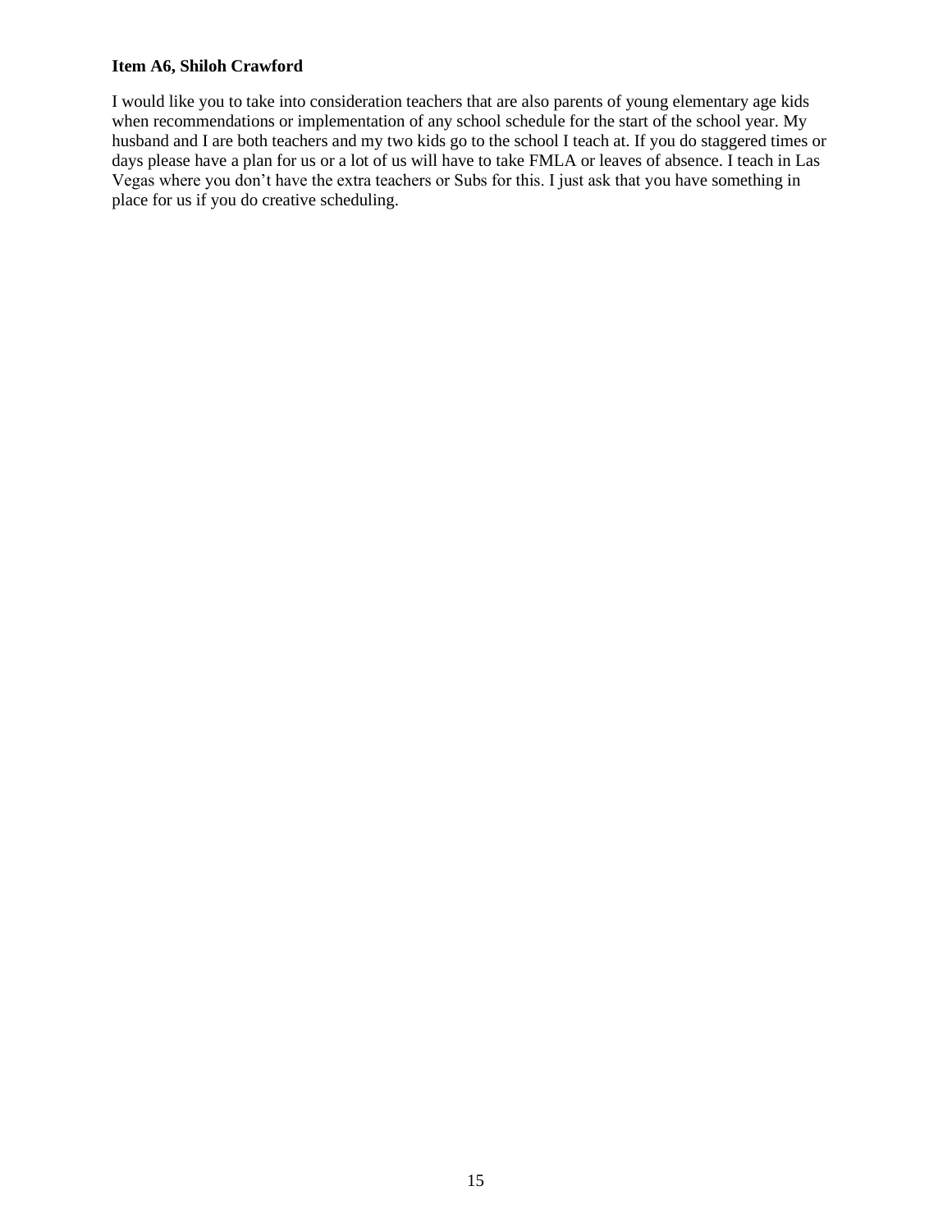**Item A6, Shiloh Crawford**

I would like you to take into consideration teachers that are also parents of young elementary age kids when recommendations or implementation of any school schedule for the start of the school year. My husband and I are both teachers and my two kids go to the school I teach at. If you do staggered times or days please have a plan for us or a lot of us will have to take FMLA or leaves of absence. I teach in Las Vegas where you don't have the extra teachers or Subs for this. I just ask that you have something in place for us if you do creative scheduling.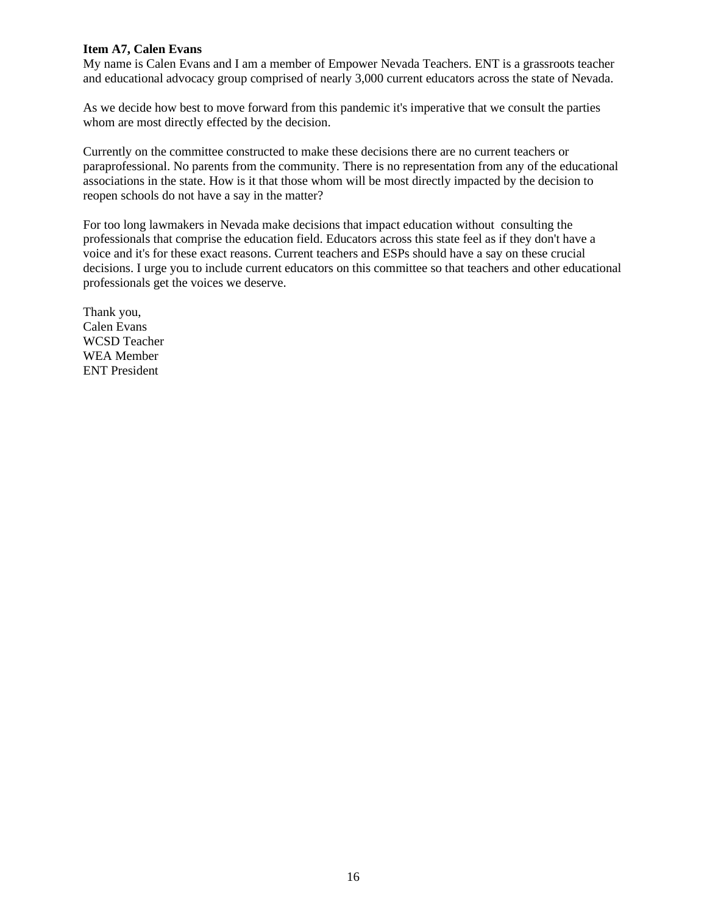**Item A7, Calen Evans**

My name is Calen Evans and I am a member of Empower Nevada Teachers. ENT is a grassroots teacher and educational advocacy group comprised of nearly 3,000 current educators across the state of Nevada.

As we decide how best to move forward from this pandemic it's imperative that we consult the parties whom are most directly effected by the decision.

Currently on the committee constructed to make these decisions there are no current teachers or paraprofessional. No parents from the community. There is no representation from any of the educational associations in the state. How is it that those whom will be most directly impacted by the decision to reopen schools do not have a say in the matter?

For too long lawmakers in Nevada make decisions that impact education without consulting the professionals that comprise the education field. Educators across this state feel as if they don't have a voice and it's for these exact reasons. Current teachers and ESPs should have a say on these crucial decisions. I urge you to include current educators on this committee so that teachers and other educational professionals get the voices we deserve.

Thank you,
Calen Evans
WCSD Teacher
WEA Member
ENT President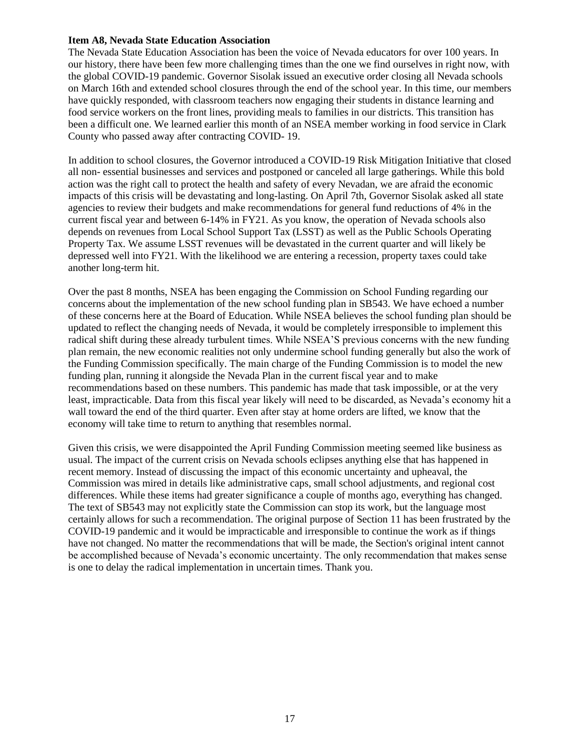**Item A8, Nevada State Education Association**

The Nevada State Education Association has been the voice of Nevada educators for over 100 years. In our history, there have been few more challenging times than the one we find ourselves in right now, with the global COVID-19 pandemic. Governor Sisolak issued an executive order closing all Nevada schools on March 16th and extended school closures through the end of the school year. In this time, our members have quickly responded, with classroom teachers now engaging their students in distance learning and food service workers on the front lines, providing meals to families in our districts. This transition has been a difficult one. We learned earlier this month of an NSEA member working in food service in Clark County who passed away after contracting COVID- 19.

In addition to school closures, the Governor introduced a COVID-19 Risk Mitigation Initiative that closed all non- essential businesses and services and postponed or canceled all large gatherings. While this bold action was the right call to protect the health and safety of every Nevadan, we are afraid the economic impacts of this crisis will be devastating and long-lasting. On April 7th, Governor Sisolak asked all state agencies to review their budgets and make recommendations for general fund reductions of 4% in the current fiscal year and between 6-14% in FY21. As you know, the operation of Nevada schools also depends on revenues from Local School Support Tax (LSST) as well as the Public Schools Operating Property Tax. We assume LSST revenues will be devastated in the current quarter and will likely be depressed well into FY21. With the likelihood we are entering a recession, property taxes could take another long-term hit.

Over the past 8 months, NSEA has been engaging the Commission on School Funding regarding our concerns about the implementation of the new school funding plan in SB543. We have echoed a number of these concerns here at the Board of Education. While NSEA believes the school funding plan should be updated to reflect the changing needs of Nevada, it would be completely irresponsible to implement this radical shift during these already turbulent times. While NSEA'S previous concerns with the new funding plan remain, the new economic realities not only undermine school funding generally but also the work of the Funding Commission specifically. The main charge of the Funding Commission is to model the new funding plan, running it alongside the Nevada Plan in the current fiscal year and to make recommendations based on these numbers. This pandemic has made that task impossible, or at the very least, impracticable. Data from this fiscal year likely will need to be discarded, as Nevada's economy hit a wall toward the end of the third quarter. Even after stay at home orders are lifted, we know that the economy will take time to return to anything that resembles normal.

Given this crisis, we were disappointed the April Funding Commission meeting seemed like business as usual. The impact of the current crisis on Nevada schools eclipses anything else that has happened in recent memory. Instead of discussing the impact of this economic uncertainty and upheaval, the Commission was mired in details like administrative caps, small school adjustments, and regional cost differences. While these items had greater significance a couple of months ago, everything has changed. The text of SB543 may not explicitly state the Commission can stop its work, but the language most certainly allows for such a recommendation. The original purpose of Section 11 has been frustrated by the COVID-19 pandemic and it would be impracticable and irresponsible to continue the work as if things have not changed. No matter the recommendations that will be made, the Section's original intent cannot be accomplished because of Nevada's economic uncertainty. The only recommendation that makes sense is one to delay the radical implementation in uncertain times. Thank you.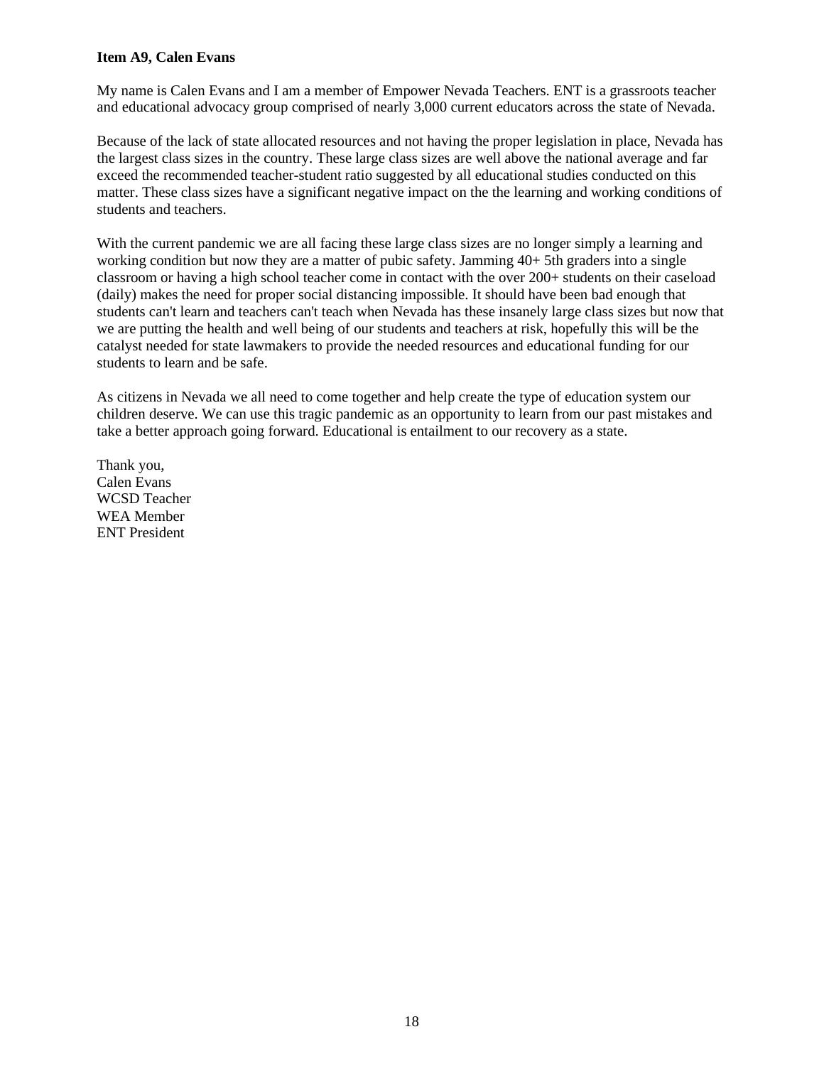**Item A9, Calen Evans**

My name is Calen Evans and I am a member of Empower Nevada Teachers. ENT is a grassroots teacher and educational advocacy group comprised of nearly 3,000 current educators across the state of Nevada.

Because of the lack of state allocated resources and not having the proper legislation in place, Nevada has the largest class sizes in the country. These large class sizes are well above the national average and far exceed the recommended teacher-student ratio suggested by all educational studies conducted on this matter. These class sizes have a significant negative impact on the the learning and working conditions of students and teachers.

With the current pandemic we are all facing these large class sizes are no longer simply a learning and working condition but now they are a matter of pubic safety. Jamming 40+ 5th graders into a single classroom or having a high school teacher come in contact with the over 200+ students on their caseload (daily) makes the need for proper social distancing impossible. It should have been bad enough that students can't learn and teachers can't teach when Nevada has these insanely large class sizes but now that we are putting the health and well being of our students and teachers at risk, hopefully this will be the catalyst needed for state lawmakers to provide the needed resources and educational funding for our students to learn and be safe.

As citizens in Nevada we all need to come together and help create the type of education system our children deserve. We can use this tragic pandemic as an opportunity to learn from our past mistakes and take a better approach going forward. Educational is entailment to our recovery as a state.

Thank you,
Calen Evans
WCSD Teacher
WEA Member
ENT President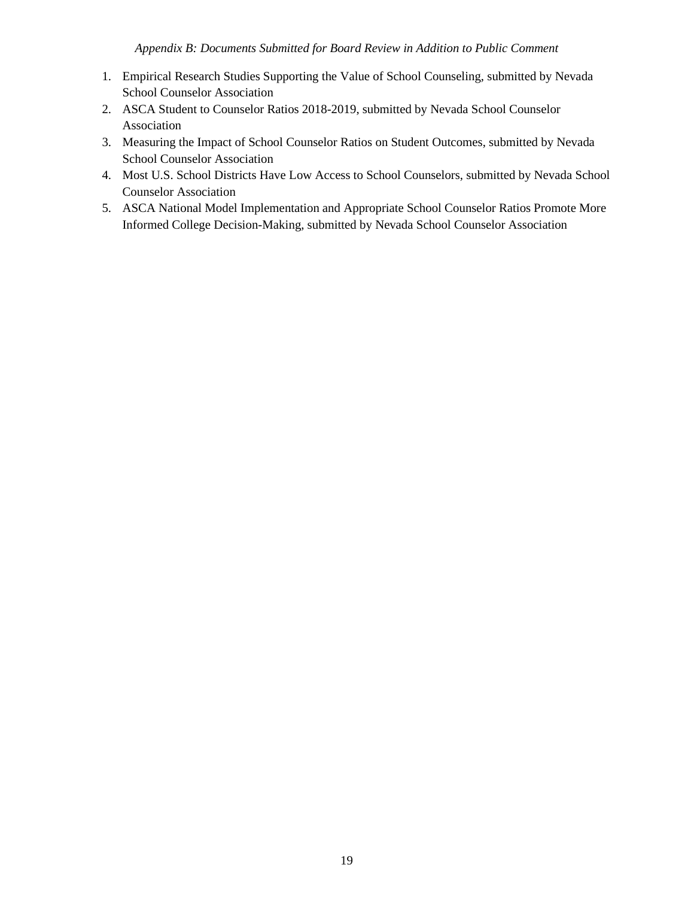*Appendix B: Documents Submitted for Board Review in Addition to Public Comment*

1. Empirical Research Studies Supporting the Value of School Counseling, submitted by Nevada School Counselor Association
2. ASCA Student to Counselor Ratios 2018-2019, submitted by Nevada School Counselor Association
3. Measuring the Impact of School Counselor Ratios on Student Outcomes, submitted by Nevada School Counselor Association
4. Most U.S. School Districts Have Low Access to School Counselors, submitted by Nevada School Counselor Association
5. ASCA National Model Implementation and Appropriate School Counselor Ratios Promote More Informed College Decision-Making, submitted by Nevada School Counselor Association